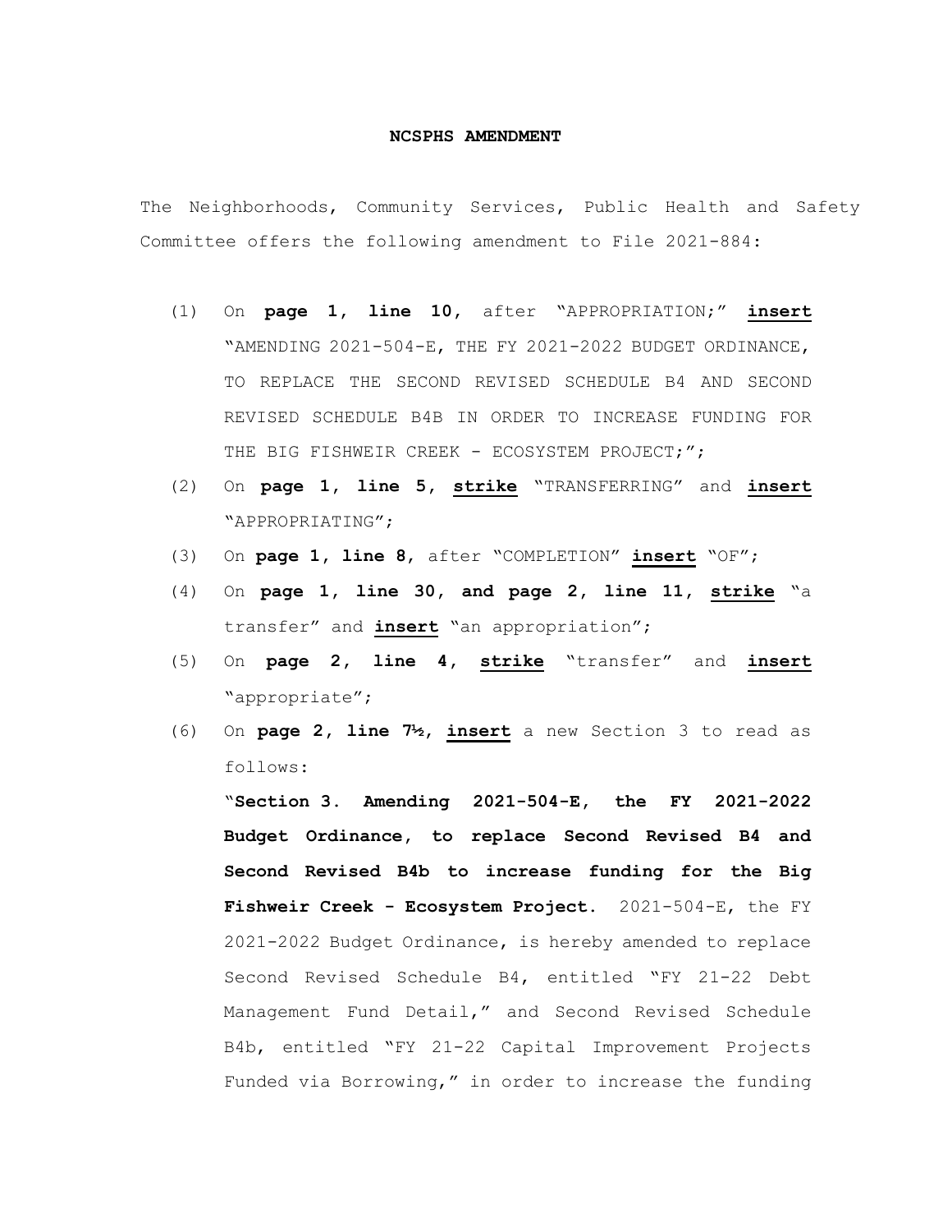**NCSPHS AMENDMENT**

The Neighborhoods, Community Services, Public Health and Safety Committee offers the following amendment to File 2021-884:

(1) On **page 1, line 10**, after "APPROPRIATION;" **insert** "AMENDING 2021-504-E, THE FY 2021-2022 BUDGET ORDINANCE, TO REPLACE THE SECOND REVISED SCHEDULE B4 AND SECOND REVISED SCHEDULE B4B IN ORDER TO INCREASE FUNDING FOR THE BIG FISHWEIR CREEK - ECOSYSTEM PROJECT;";

(2) On **page 1, line 5, strike** "TRANSFERRING" and **insert** "APPROPRIATING";

(3) On **page 1, line 8**, after "COMPLETION" **insert** "OF";

(4) On **page 1, line 30, and page 2, line 11, strike** "a transfer" and **insert** "an appropriation";

(5) On **page 2, line 4, strike** "transfer" and **insert** "appropriate";

(6) On **page 2, line 7½, insert** a new Section 3 to read as follows:

"**Section 3. Amending 2021-504-E, the FY 2021-2022 Budget Ordinance, to replace Second Revised B4 and Second Revised B4b to increase funding for the Big Fishweir Creek - Ecosystem Project.** 2021-504-E, the FY 2021-2022 Budget Ordinance, is hereby amended to replace Second Revised Schedule B4, entitled "FY 21-22 Debt Management Fund Detail," and Second Revised Schedule B4b, entitled "FY 21-22 Capital Improvement Projects Funded via Borrowing," in order to increase the funding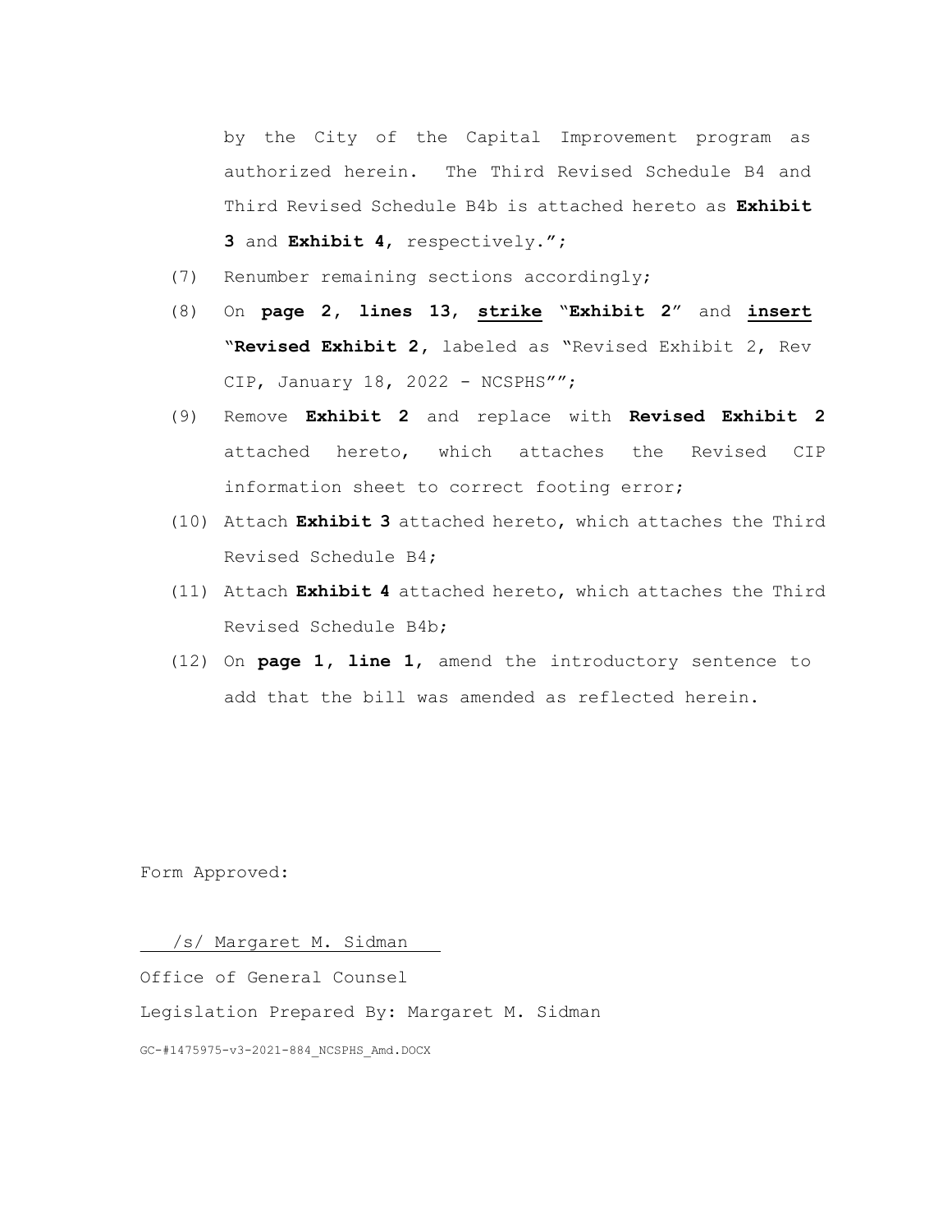by the City of the Capital Improvement program as authorized herein. The Third Revised Schedule B4 and Third Revised Schedule B4b is attached hereto as **Exhibit 3** and **Exhibit 4**, respectively.";

(7) Renumber remaining sections accordingly;

(8) On **page 2, lines 13**, **strike** "**Exhibit 2**" and **insert** "**Revised Exhibit 2**, labeled as "Revised Exhibit 2, Rev CIP, January 18, 2022 - NCSPHS"";

(9) Remove **Exhibit 2** and replace with **Revised Exhibit 2** attached hereto, which attaches the Revised CIP information sheet to correct footing error;

(10) Attach **Exhibit 3** attached hereto, which attaches the Third Revised Schedule B4;

(11) Attach **Exhibit 4** attached hereto, which attaches the Third Revised Schedule B4b;

(12) On **page 1, line 1**, amend the introductory sentence to add that the bill was amended as reflected herein.

Form Approved:

/s/ Margaret M. Sidman

Office of General Counsel

Legislation Prepared By: Margaret M. Sidman

GC-#1475975-v3-2021-884_NCSPHS_Amd.DOCX